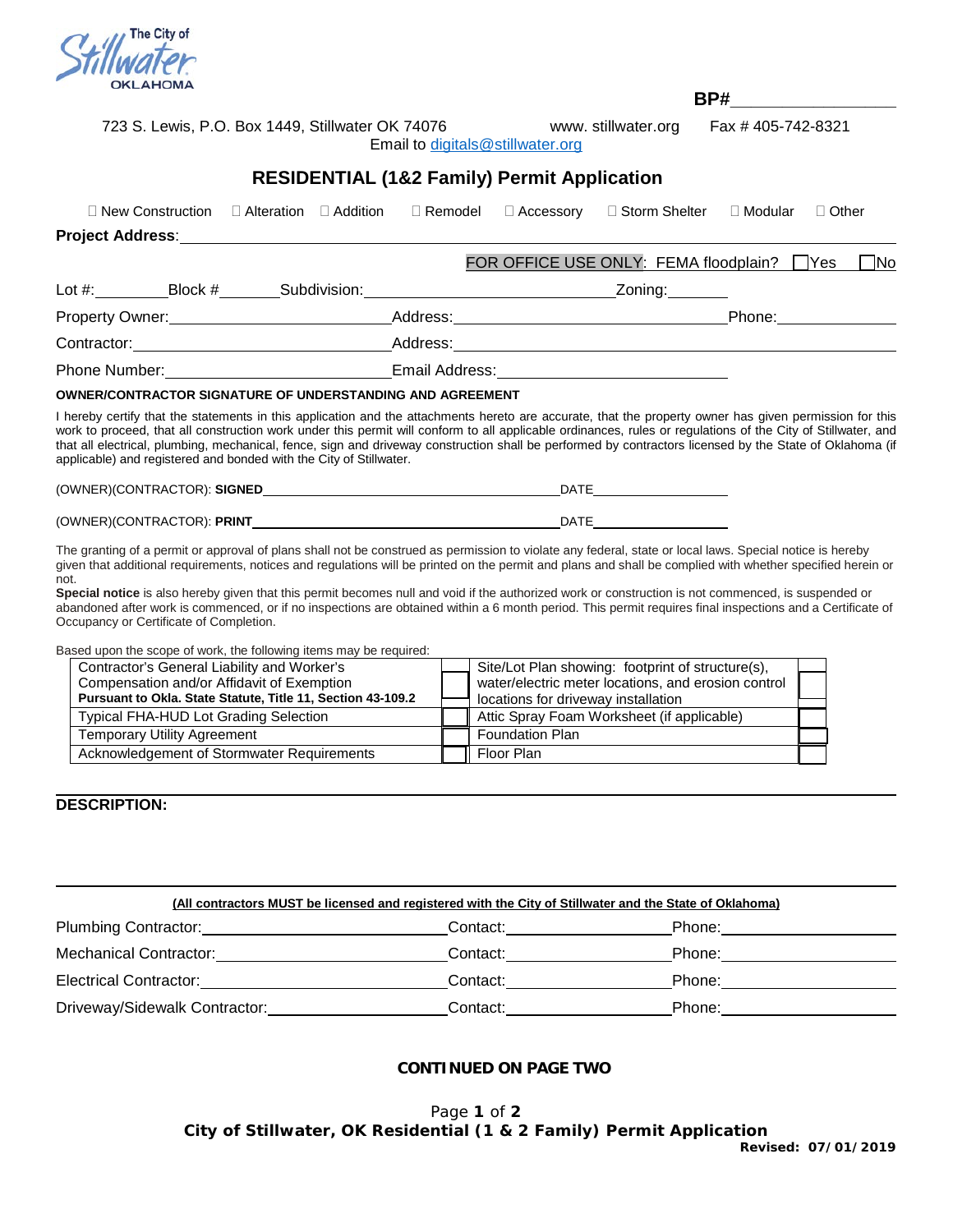The City of Stillwater OKLAHOMA

**BP#**\_\_\_\_\_\_\_\_\_\_\_\_\_\_\_\_

723 S. Lewis, P.O. Box 1449, Stillwater OK 74076    www. stillwater.org    Fax # 405-742-8321

Email to digitals@stillwater.org

## RESIDENTIAL (1&2 Family) Permit Application

☐ New Construction ☐ Alteration ☐ Addition ☐ Remodel ☐ Accessory ☐ Storm Shelter ☐ Modular ☐ Other

**Project Address**:\_\_\_\_\_\_\_\_\_\_\_\_\_\_\_\_\_\_\_\_\_\_\_\_\_\_\_\_\_\_\_\_\_\_\_\_\_\_\_\_

FOR OFFICE USE ONLY: FEMA floodplain? ☐Yes ☐No

Lot #:\_\_\_\_\_\_\_\_ Block #\_\_\_\_\_\_\_ Subdivision:\_\_\_\_\_\_\_\_\_\_\_\_\_\_\_\_\_\_\_\_\_\_\_\_\_\_\_\_ Zoning:\_\_\_\_\_\_\_

Property Owner:\_\_\_\_\_\_\_\_\_\_\_\_\_\_\_\_\_\_\_\_\_\_\_ Address:\_\_\_\_\_\_\_\_\_\_\_\_\_\_\_\_\_\_\_\_\_\_\_\_\_\_\_\_ Phone:\_\_\_\_\_\_\_\_\_\_\_\_\_

Contractor:\_\_\_\_\_\_\_\_\_\_\_\_\_\_\_\_\_\_\_\_\_\_\_\_\_\_\_\_ Address:\_\_\_\_\_\_\_\_\_\_\_\_\_\_\_\_\_\_\_\_\_\_\_\_\_\_\_\_\_\_\_\_\_\_\_\_\_\_\_\_\_\_\_

Phone Number:\_\_\_\_\_\_\_\_\_\_\_\_\_\_\_\_\_\_\_\_\_\_\_\_\_ Email Address:\_\_\_\_\_\_\_\_\_\_\_\_\_\_\_\_\_\_\_\_\_\_\_\_\_\_\_\_

**OWNER/CONTRACTOR SIGNATURE OF UNDERSTANDING AND AGREEMENT**

I hereby certify that the statements in this application and the attachments hereto are accurate, that the property owner has given permission for this work to proceed, that all construction work under this permit will conform to all applicable ordinances, rules or regulations of the City of Stillwater, and that all electrical, plumbing, mechanical, fence, sign and driveway construction shall be performed by contractors licensed by the State of Oklahoma (if applicable) and registered and bonded with the City of Stillwater.

(OWNER)(CONTRACTOR): **SIGNED**\_\_\_\_\_\_\_\_\_\_\_\_\_\_\_\_\_\_\_\_\_\_\_\_\_\_\_\_\_\_\_\_\_\_\_\_\_\_ DATE\_\_\_\_\_\_\_\_\_\_\_\_\_\_\_\_\_\_

(OWNER)(CONTRACTOR): **PRINT**\_\_\_\_\_\_\_\_\_\_\_\_\_\_\_\_\_\_\_\_\_\_\_\_\_\_\_\_\_\_\_\_\_\_\_\_\_\_\_ DATE\_\_\_\_\_\_\_\_\_\_\_\_\_\_\_\_\_\_

The granting of a permit or approval of plans shall not be construed as permission to violate any federal, state or local laws. Special notice is hereby given that additional requirements, notices and regulations will be printed on the permit and plans and shall be complied with whether specified herein or not.

**Special notice** is also hereby given that this permit becomes null and void if the authorized work or construction is not commenced, is suspended or abandoned after work is commenced, or if no inspections are obtained within a 6 month period. This permit requires final inspections and a Certificate of Occupancy or Certificate of Completion.

Based upon the scope of work, the following items may be required:

| | | | |
|---|---|---|---|
| Contractor's General Liability and Worker's Compensation and/or Affidavit of Exemption **Pursuant to Okla. State Statute, Title 11, Section 43-109.2** | ☐ | Site/Lot Plan showing: footprint of structure(s), water/electric meter locations, and erosion control locations for driveway installation | ☐ |
| Typical FHA-HUD Lot Grading Selection | ☐ | Attic Spray Foam Worksheet (if applicable) | ☐ |
| Temporary Utility Agreement | ☐ | Foundation Plan | ☐ |
| Acknowledgement of Stormwater Requirements | ☐ | Floor Plan | ☐ |

**DESCRIPTION:**

**(All contractors MUST be licensed and registered with the City of Stillwater and the State of Oklahoma)**

Plumbing Contractor:\_\_\_\_\_\_\_\_\_\_\_\_\_\_\_\_\_\_\_\_\_\_\_\_\_ Contact:\_\_\_\_\_\_\_\_\_\_\_\_\_\_\_\_\_\_ Phone:\_\_\_\_\_\_\_\_\_\_\_\_\_\_\_\_\_\_\_

Mechanical Contractor:\_\_\_\_\_\_\_\_\_\_\_\_\_\_\_\_\_\_\_\_\_\_\_ Contact:\_\_\_\_\_\_\_\_\_\_\_\_\_\_\_\_\_\_ Phone:\_\_\_\_\_\_\_\_\_\_\_\_\_\_\_\_\_\_\_

Electrical Contractor:\_\_\_\_\_\_\_\_\_\_\_\_\_\_\_\_\_\_\_\_\_\_\_\_\_ Contact:\_\_\_\_\_\_\_\_\_\_\_\_\_\_\_\_\_\_ Phone:\_\_\_\_\_\_\_\_\_\_\_\_\_\_\_\_\_\_\_

Driveway/Sidewalk Contractor:\_\_\_\_\_\_\_\_\_\_\_\_\_\_\_\_\_\_ Contact:\_\_\_\_\_\_\_\_\_\_\_\_\_\_\_\_\_\_ Phone:\_\_\_\_\_\_\_\_\_\_\_\_\_\_\_\_\_\_\_

**CONTINUED ON PAGE TWO**

**Revised: 07/01/2019**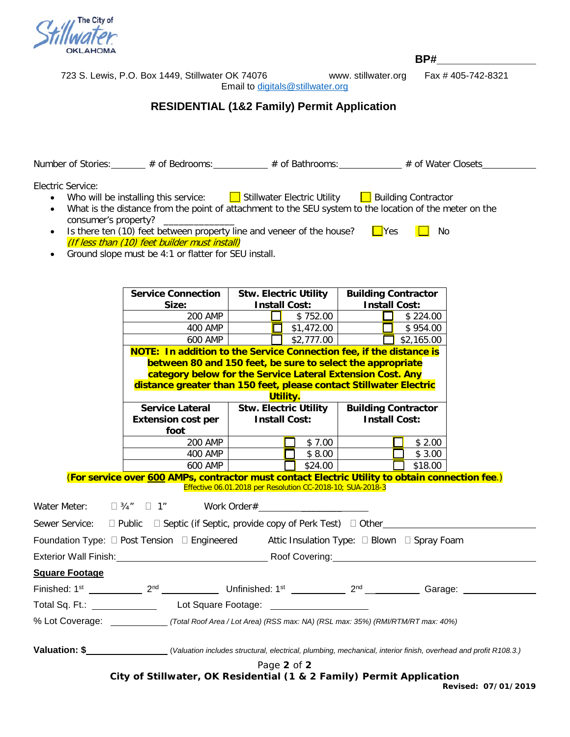The City of Stillwater OKLAHOMA

**BP#**\_\_\_\_\_\_\_\_\_\_\_\_\_\_\_\_

723 S. Lewis, P.O. Box 1449, Stillwater OK 74076 www. stillwater.org Fax # 405-742-8321
Email to digitals@stillwater.org

## RESIDENTIAL (1&2 Family) Permit Application

Number of Stories:\_\_\_\_\_\_ # of Bedrooms:\_\_\_\_\_\_\_\_\_\_ # of Bathrooms:\_\_\_\_\_\_\_\_\_\_\_ # of Water Closets\_\_\_\_\_\_\_\_\_\_

Electric Service:

- Who will be installing this service: ☐ Stillwater Electric Utility ☐ Building Contractor
- What is the distance from the point of attachment to the SEU system to the location of the meter on the consumer's property? \_\_\_\_\_\_\_\_\_\_\_\_\_
- Is there ten (10) feet between property line and veneer of the house? ☐ Yes ☐ No
  *(If less than (10) feet builder must install)*
- Ground slope must be 4:1 or flatter for SEU install.

| Service Connection Size: | Stw. Electric Utility Install Cost: | Building Contractor Install Cost: |
|---|---|---|
| 200 AMP | ☐ $ 752.00 | ☐ $ 224.00 |
| 400 AMP | ☐ $1,472.00 | ☐ $ 954.00 |
| 600 AMP | ☐ $2,777.00 | ☐ $2,165.00 |
| **NOTE: In addition to the Service Connection fee, if the distance is between 80 and 150 feet, be sure to select the appropriate category below for the Service Lateral Extension Cost. Any distance greater than 150 feet, please contact Stillwater Electric Utility.** | | |
| **Service Lateral Extension cost per foot** | **Stw. Electric Utility Install Cost:** | **Building Contractor Install Cost:** |
| 200 AMP | ☐ $ 7.00 | ☐ $ 2.00 |
| 400 AMP | ☐ $ 8.00 | ☐ $ 3.00 |
| 600 AMP | ☐ $24.00 | ☐ $18.00 |

(**For service over 600 AMPs, contractor must contact Electric Utility to obtain connection fee.**)
Effective 06.01.2018 per Resolution CC-2018-10; SUA-2018-3

Water Meter: ☐ ¾" ☐ 1" Work Order#\_\_\_\_\_\_\_\_\_\_\_\_\_\_\_\_

Sewer Service: ☐ Public ☐ Septic (if Septic, provide copy of Perk Test) ☐ Other\_\_\_\_\_\_\_\_\_\_\_\_\_\_\_\_\_\_\_\_\_\_\_\_

Foundation Type: ☐ Post Tension ☐ Engineered Attic Insulation Type: ☐ Blown ☐ Spray Foam

Exterior Wall Finish:\_\_\_\_\_\_\_\_\_\_\_\_\_\_\_\_\_\_\_\_\_\_\_\_\_ Roof Covering:\_\_\_\_\_\_\_\_\_\_\_\_\_\_\_\_\_\_\_\_\_\_\_\_\_\_\_\_\_\_\_\_\_

**Square Footage**

Finished: 1st \_\_\_\_\_\_\_\_\_ 2nd \_\_\_\_\_\_\_\_\_\_ Unfinished: 1st \_\_\_\_\_\_\_\_\_ 2nd \_\_\_\_\_\_\_\_\_\_ Garage: \_\_\_\_\_\_\_\_\_\_\_\_

Total Sq. Ft.: \_\_\_\_\_\_\_\_\_\_\_ Lot Square Footage: \_\_\_\_\_\_\_\_\_\_\_\_\_\_\_\_\_\_

% Lot Coverage: \_\_\_\_\_\_\_\_\_\_ *(Total Roof Area / Lot Area) (RSS max: NA) (RSL max: 35%) (RMI/RTM/RT max: 40%)*

**Valuation: $**\_\_\_\_\_\_\_\_\_\_\_\_\_\_\_ *(Valuation includes structural, electrical, plumbing, mechanical, interior finish, overhead and profit R108.3.)*

**City of Stillwater, OK Residential (1 & 2 Family) Permit Application**
**Revised: 07/01/2019**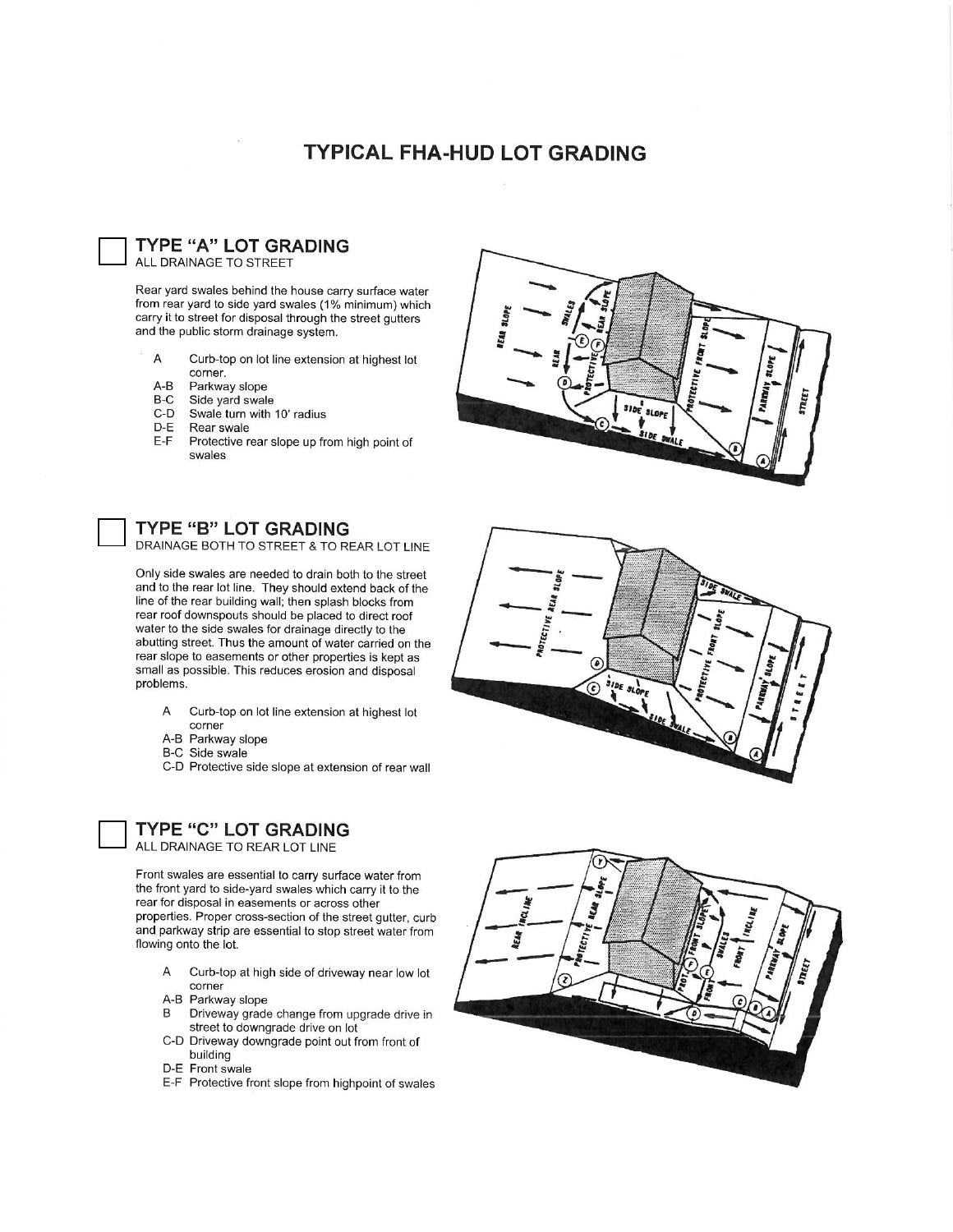# TYPICAL FHA-HUD LOT GRADING

## TYPE "A" LOT GRADING

ALL DRAINAGE TO STREET

Rear yard swales behind the house carry surface water from rear yard to side yard swales (1% minimum) which carry it to street for disposal through the street gutters and the public storm drainage system.

- A — Curb-top on lot line extension at highest lot corner.
- A-B — Parkway slope
- B-C — Side yard swale
- C-D — Swale turn with 10' radius
- D-E — Rear swale
- E-F — Protective rear slope up from high point of swales

## TYPE "B" LOT GRADING

DRAINAGE BOTH TO STREET & TO REAR LOT LINE

Only side swales are needed to drain both to the street and to the rear lot line. They should extend back of the line of the rear building wall; then splash blocks from rear roof downspouts should be placed to direct roof water to the side swales for drainage directly to the abutting street. Thus the amount of water carried on the rear slope to easements or other properties is kept as small as possible. This reduces erosion and disposal problems.

- A — Curb-top on lot line extension at highest lot corner
- A-B — Parkway slope
- B-C — Side swale
- C-D — Protective side slope at extension of rear wall

## TYPE "C" LOT GRADING

ALL DRAINAGE TO REAR LOT LINE

Front swales are essential to carry surface water from the front yard to side-yard swales which carry it to the rear for disposal in easements or across other properties. Proper cross-section of the street gutter, curb and parkway strip are essential to stop street water from flowing onto the lot.

- A — Curb-top at high side of driveway near low lot corner
- A-B — Parkway slope
- B — Driveway grade change from upgrade drive in street to downgrade drive on lot
- C-D — Driveway downgrade point out from front of building
- D-E — Front swale
- E-F — Protective front slope from highpoint of swales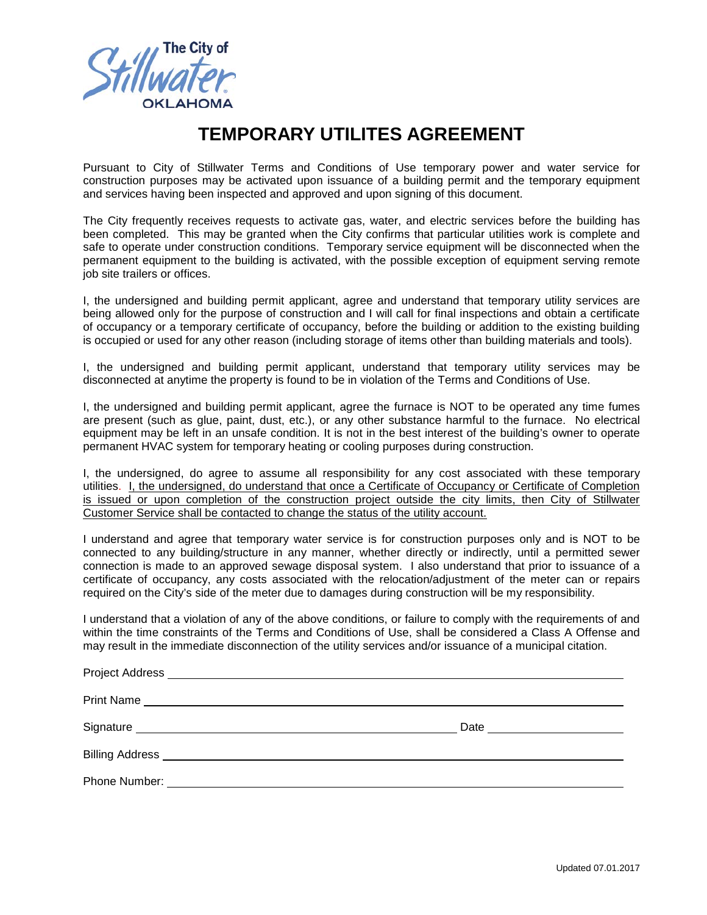The City of Stillwater OKLAHOMA

# TEMPORARY UTILITES AGREEMENT

Pursuant to City of Stillwater Terms and Conditions of Use temporary power and water service for construction purposes may be activated upon issuance of a building permit and the temporary equipment and services having been inspected and approved and upon signing of this document.

The City frequently receives requests to activate gas, water, and electric services before the building has been completed. This may be granted when the City confirms that particular utilities work is complete and safe to operate under construction conditions. Temporary service equipment will be disconnected when the permanent equipment to the building is activated, with the possible exception of equipment serving remote job site trailers or offices.

I, the undersigned and building permit applicant, agree and understand that temporary utility services are being allowed only for the purpose of construction and I will call for final inspections and obtain a certificate of occupancy or a temporary certificate of occupancy, before the building or addition to the existing building is occupied or used for any other reason (including storage of items other than building materials and tools).

I, the undersigned and building permit applicant, understand that temporary utility services may be disconnected at anytime the property is found to be in violation of the Terms and Conditions of Use.

I, the undersigned and building permit applicant, agree the furnace is NOT to be operated any time fumes are present (such as glue, paint, dust, etc.), or any other substance harmful to the furnace. No electrical equipment may be left in an unsafe condition. It is not in the best interest of the building's owner to operate permanent HVAC system for temporary heating or cooling purposes during construction.

I, the undersigned, do agree to assume all responsibility for any cost associated with these temporary utilities. <u>I, the undersigned, do understand that once a Certificate of Occupancy or Certificate of Completion is issued or upon completion of the construction project outside the city limits, then City of Stillwater Customer Service shall be contacted to change the status of the utility account.</u>

I understand and agree that temporary water service is for construction purposes only and is NOT to be connected to any building/structure in any manner, whether directly or indirectly, until a permitted sewer connection is made to an approved sewage disposal system. I also understand that prior to issuance of a certificate of occupancy, any costs associated with the relocation/adjustment of the meter can or repairs required on the City's side of the meter due to damages during construction will be my responsibility.

I understand that a violation of any of the above conditions, or failure to comply with the requirements of and within the time constraints of the Terms and Conditions of Use, shall be considered a Class A Offense and may result in the immediate disconnection of the utility services and/or issuance of a municipal citation.

Project Address ____________________________________________

Print Name ____________________________________________

Signature ______________________________ Date ______________

Billing Address ____________________________________________

Phone Number: ____________________________________________

Updated 07.01.2017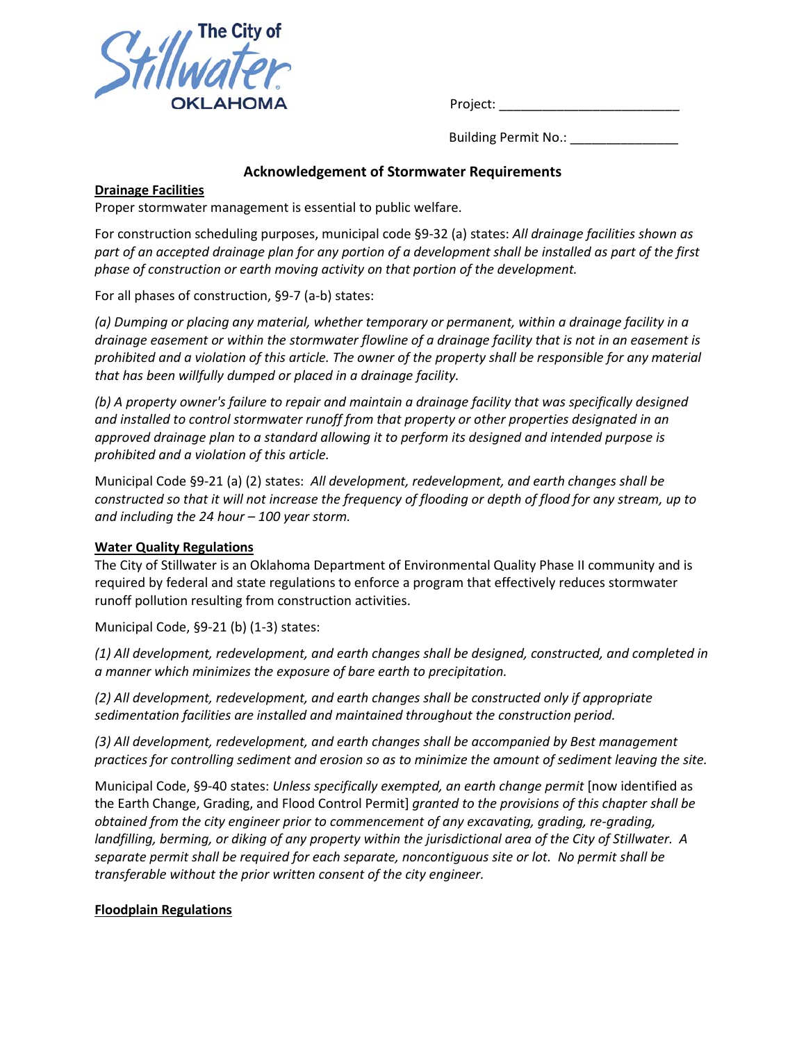The City of Stillwater OKLAHOMA

Project: _________________________

Building Permit No.: _______________

## Acknowledgement of Stormwater Requirements

**Drainage Facilities**

Proper stormwater management is essential to public welfare.

For construction scheduling purposes, municipal code §9-32 (a) states: *All drainage facilities shown as part of an accepted drainage plan for any portion of a development shall be installed as part of the first phase of construction or earth moving activity on that portion of the development.*

For all phases of construction, §9-7 (a-b) states:

*(a) Dumping or placing any material, whether temporary or permanent, within a drainage facility in a drainage easement or within the stormwater flowline of a drainage facility that is not in an easement is prohibited and a violation of this article. The owner of the property shall be responsible for any material that has been willfully dumped or placed in a drainage facility.*

*(b) A property owner's failure to repair and maintain a drainage facility that was specifically designed and installed to control stormwater runoff from that property or other properties designated in an approved drainage plan to a standard allowing it to perform its designed and intended purpose is prohibited and a violation of this article.*

Municipal Code §9-21 (a) (2) states: *All development, redevelopment, and earth changes shall be constructed so that it will not increase the frequency of flooding or depth of flood for any stream, up to and including the 24 hour – 100 year storm.*

**Water Quality Regulations**

The City of Stillwater is an Oklahoma Department of Environmental Quality Phase II community and is required by federal and state regulations to enforce a program that effectively reduces stormwater runoff pollution resulting from construction activities.

Municipal Code, §9-21 (b) (1-3) states:

*(1) All development, redevelopment, and earth changes shall be designed, constructed, and completed in a manner which minimizes the exposure of bare earth to precipitation.*

*(2) All development, redevelopment, and earth changes shall be constructed only if appropriate sedimentation facilities are installed and maintained throughout the construction period.*

*(3) All development, redevelopment, and earth changes shall be accompanied by Best management practices for controlling sediment and erosion so as to minimize the amount of sediment leaving the site.*

Municipal Code, §9-40 states: *Unless specifically exempted, an earth change permit* [now identified as the Earth Change, Grading, and Flood Control Permit] *granted to the provisions of this chapter shall be obtained from the city engineer prior to commencement of any excavating, grading, re-grading, landfilling, berming, or diking of any property within the jurisdictional area of the City of Stillwater. A separate permit shall be required for each separate, noncontiguous site or lot. No permit shall be transferable without the prior written consent of the city engineer.*

**Floodplain Regulations**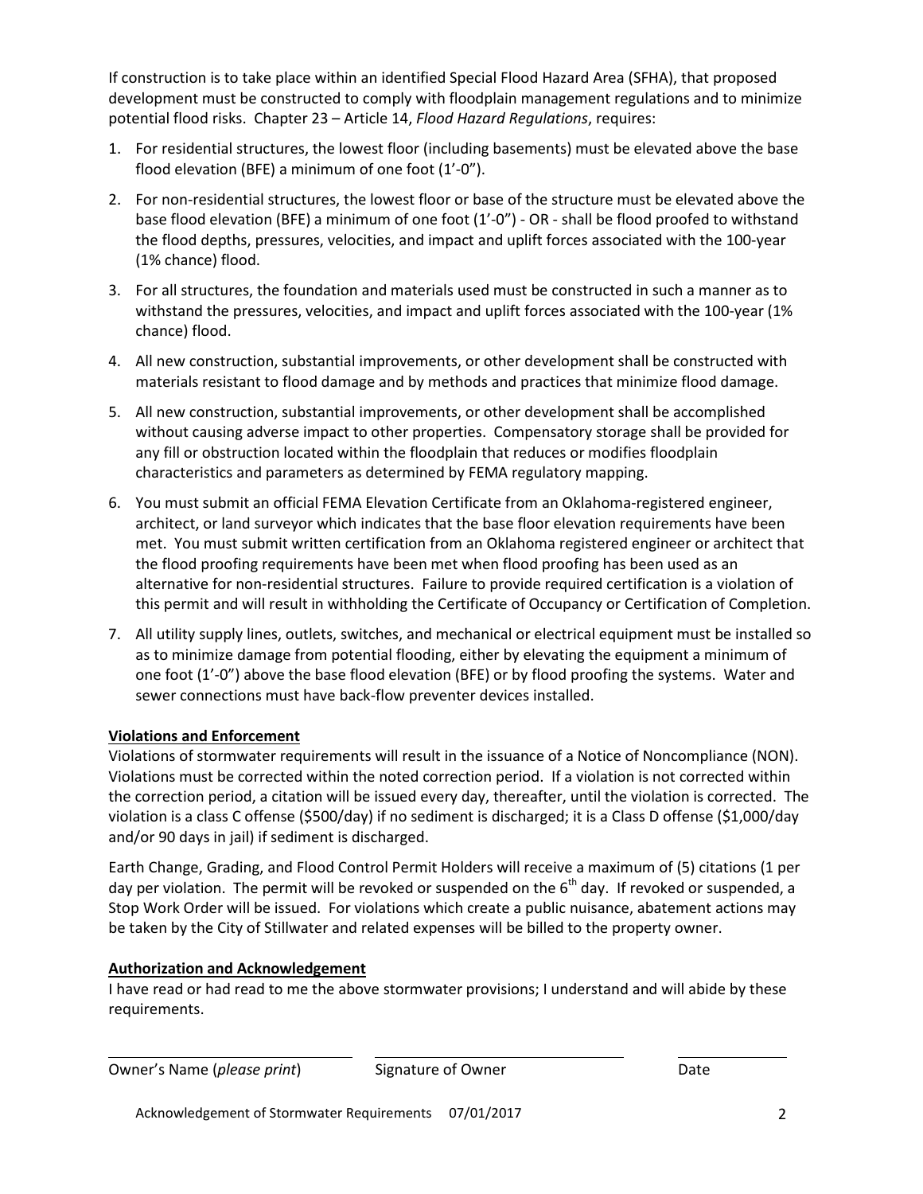If construction is to take place within an identified Special Flood Hazard Area (SFHA), that proposed development must be constructed to comply with floodplain management regulations and to minimize potential flood risks. Chapter 23 – Article 14, *Flood Hazard Regulations*, requires:

1. For residential structures, the lowest floor (including basements) must be elevated above the base flood elevation (BFE) a minimum of one foot (1'-0").
2. For non-residential structures, the lowest floor or base of the structure must be elevated above the base flood elevation (BFE) a minimum of one foot (1'-0") - OR - shall be flood proofed to withstand the flood depths, pressures, velocities, and impact and uplift forces associated with the 100-year (1% chance) flood.
3. For all structures, the foundation and materials used must be constructed in such a manner as to withstand the pressures, velocities, and impact and uplift forces associated with the 100-year (1% chance) flood.
4. All new construction, substantial improvements, or other development shall be constructed with materials resistant to flood damage and by methods and practices that minimize flood damage.
5. All new construction, substantial improvements, or other development shall be accomplished without causing adverse impact to other properties. Compensatory storage shall be provided for any fill or obstruction located within the floodplain that reduces or modifies floodplain characteristics and parameters as determined by FEMA regulatory mapping.
6. You must submit an official FEMA Elevation Certificate from an Oklahoma-registered engineer, architect, or land surveyor which indicates that the base floor elevation requirements have been met. You must submit written certification from an Oklahoma registered engineer or architect that the flood proofing requirements have been met when flood proofing has been used as an alternative for non-residential structures. Failure to provide required certification is a violation of this permit and will result in withholding the Certificate of Occupancy or Certification of Completion.
7. All utility supply lines, outlets, switches, and mechanical or electrical equipment must be installed so as to minimize damage from potential flooding, either by elevating the equipment a minimum of one foot (1'-0") above the base flood elevation (BFE) or by flood proofing the systems. Water and sewer connections must have back-flow preventer devices installed.

**Violations and Enforcement**

Violations of stormwater requirements will result in the issuance of a Notice of Noncompliance (NON). Violations must be corrected within the noted correction period. If a violation is not corrected within the correction period, a citation will be issued every day, thereafter, until the violation is corrected. The violation is a class C offense ($500/day) if no sediment is discharged; it is a Class D offense ($1,000/day and/or 90 days in jail) if sediment is discharged.

Earth Change, Grading, and Flood Control Permit Holders will receive a maximum of (5) citations (1 per day per violation. The permit will be revoked or suspended on the 6th day. If revoked or suspended, a Stop Work Order will be issued. For violations which create a public nuisance, abatement actions may be taken by the City of Stillwater and related expenses will be billed to the property owner.

**Authorization and Acknowledgement**

I have read or had read to me the above stormwater provisions; I understand and will abide by these requirements.

| | | |
|---|---|---|
| Owner's Name (*please print*) | Signature of Owner | Date |

Acknowledgement of Stormwater Requirements 07/01/2017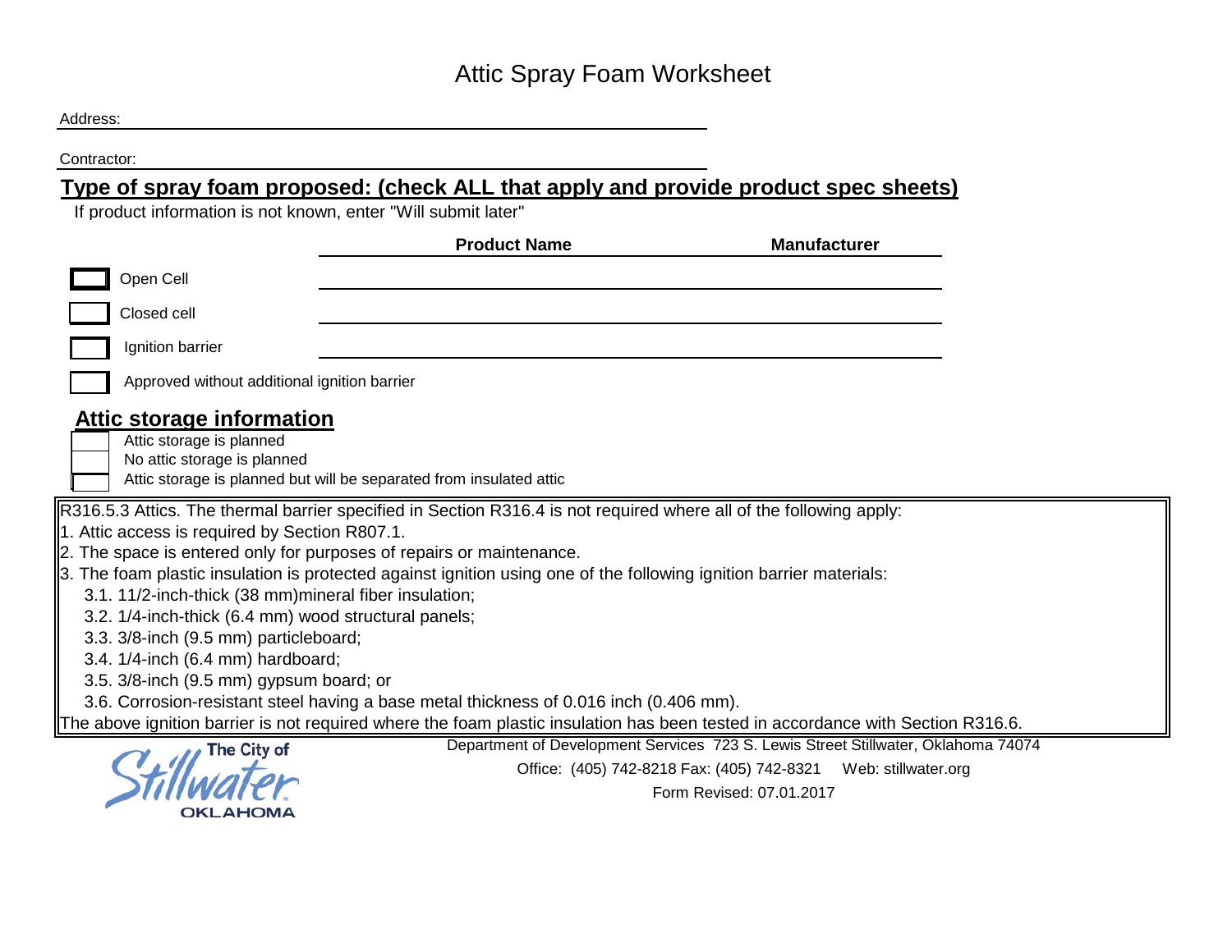# Attic Spray Foam Worksheet

Address: ______________________________________________

Contractor: ______________________________________________

## Type of spray foam proposed: (check ALL that apply and provide product spec sheets)

If product information is not known, enter "Will submit later"

| | Product Name | Manufacturer |
|---|---|---|
| ☐ Open Cell | | |
| ☐ Closed cell | | |
| ☐ Ignition barrier | | |
| ☐ Approved without additional ignition barrier | | |

## Attic storage information

☐ Attic storage is planned

☐ No attic storage is planned

☐ Attic storage is planned but will be separated from insulated attic

R316.5.3 Attics. The thermal barrier specified in Section R316.4 is not required where all of the following apply:

1. Attic access is required by Section R807.1.
2. The space is entered only for purposes of repairs or maintenance.
3. The foam plastic insulation is protected against ignition using one of the following ignition barrier materials:
   - 3.1. 11/2-inch-thick (38 mm)mineral fiber insulation;
   - 3.2. 1/4-inch-thick (6.4 mm) wood structural panels;
   - 3.3. 3/8-inch (9.5 mm) particleboard;
   - 3.4. 1/4-inch (6.4 mm) hardboard;
   - 3.5. 3/8-inch (9.5 mm) gypsum board; or
   - 3.6. Corrosion-resistant steel having a base metal thickness of 0.016 inch (0.406 mm).

The above ignition barrier is not required where the foam plastic insulation has been tested in accordance with Section R316.6.

The City of Stillwater OKLAHOMA

Department of Development Services 723 S. Lewis Street Stillwater, Oklahoma 74074

Office: (405) 742-8218 Fax: (405) 742-8321 Web: stillwater.org

Form Revised: 07.01.2017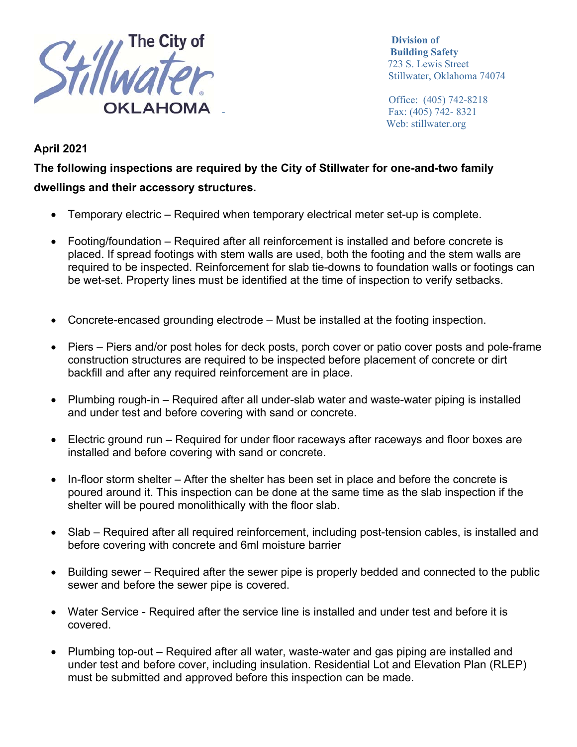The City of Stillwater OKLAHOMA

**Division of Building Safety**
723 S. Lewis Street
Stillwater, Oklahoma 74074

Office: (405) 742-8218
Fax: (405) 742- 8321
Web: stillwater.org

**April 2021**

**The following inspections are required by the City of Stillwater for one-and-two family dwellings and their accessory structures.**

- Temporary electric – Required when temporary electrical meter set-up is complete.
- Footing/foundation – Required after all reinforcement is installed and before concrete is placed. If spread footings with stem walls are used, both the footing and the stem walls are required to be inspected. Reinforcement for slab tie-downs to foundation walls or footings can be wet-set. Property lines must be identified at the time of inspection to verify setbacks.
- Concrete-encased grounding electrode – Must be installed at the footing inspection.
- Piers – Piers and/or post holes for deck posts, porch cover or patio cover posts and pole-frame construction structures are required to be inspected before placement of concrete or dirt backfill and after any required reinforcement are in place.
- Plumbing rough-in – Required after all under-slab water and waste-water piping is installed and under test and before covering with sand or concrete.
- Electric ground run – Required for under floor raceways after raceways and floor boxes are installed and before covering with sand or concrete.
- In-floor storm shelter – After the shelter has been set in place and before the concrete is poured around it. This inspection can be done at the same time as the slab inspection if the shelter will be poured monolithically with the floor slab.
- Slab – Required after all required reinforcement, including post-tension cables, is installed and before covering with concrete and 6ml moisture barrier
- Building sewer – Required after the sewer pipe is properly bedded and connected to the public sewer and before the sewer pipe is covered.
- Water Service - Required after the service line is installed and under test and before it is covered.
- Plumbing top-out – Required after all water, waste-water and gas piping are installed and under test and before cover, including insulation. Residential Lot and Elevation Plan (RLEP) must be submitted and approved before this inspection can be made.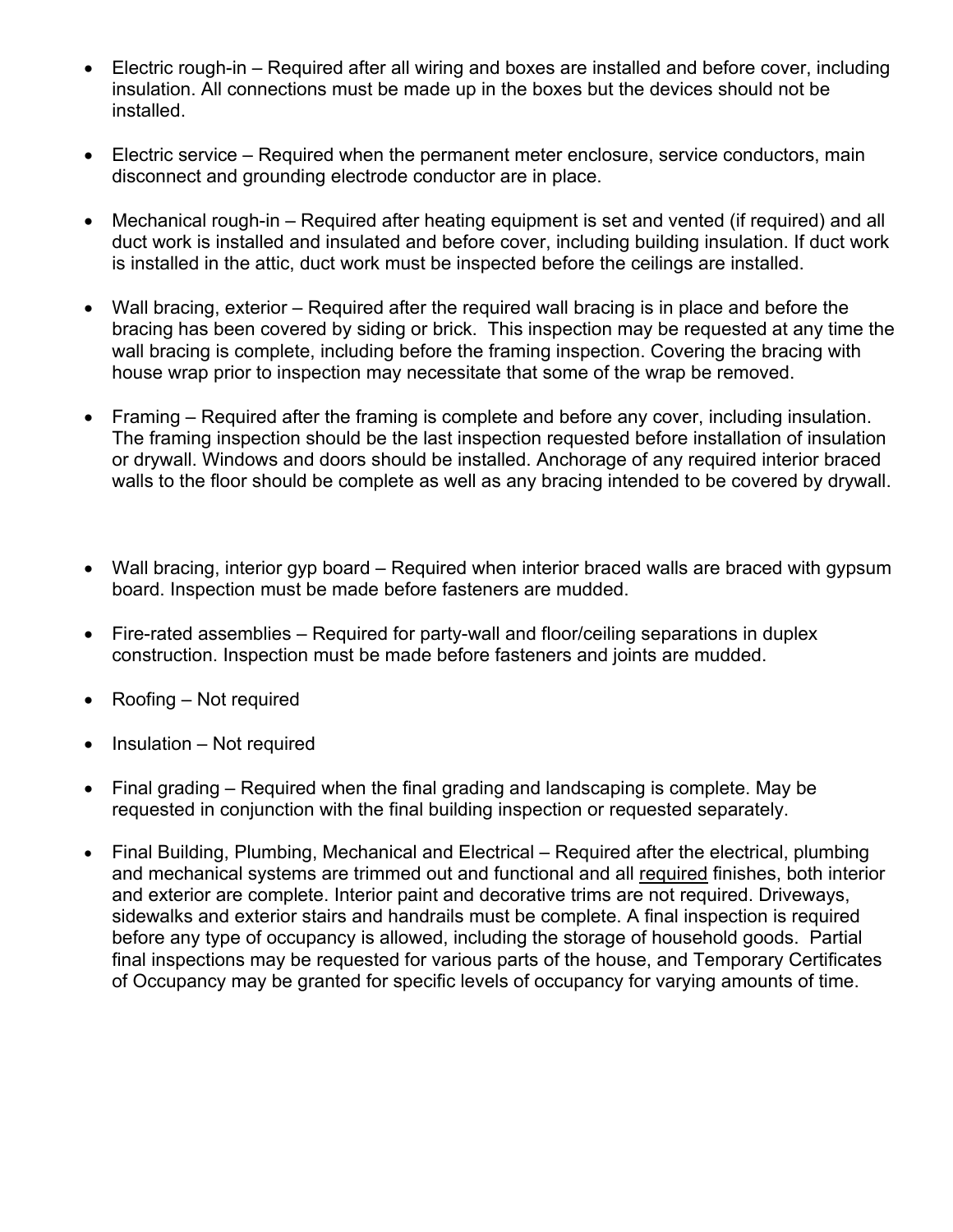- Electric rough-in – Required after all wiring and boxes are installed and before cover, including insulation. All connections must be made up in the boxes but the devices should not be installed.

- Electric service – Required when the permanent meter enclosure, service conductors, main disconnect and grounding electrode conductor are in place.

- Mechanical rough-in – Required after heating equipment is set and vented (if required) and all duct work is installed and insulated and before cover, including building insulation. If duct work is installed in the attic, duct work must be inspected before the ceilings are installed.

- Wall bracing, exterior – Required after the required wall bracing is in place and before the bracing has been covered by siding or brick. This inspection may be requested at any time the wall bracing is complete, including before the framing inspection. Covering the bracing with house wrap prior to inspection may necessitate that some of the wrap be removed.

- Framing – Required after the framing is complete and before any cover, including insulation. The framing inspection should be the last inspection requested before installation of insulation or drywall. Windows and doors should be installed. Anchorage of any required interior braced walls to the floor should be complete as well as any bracing intended to be covered by drywall.

- Wall bracing, interior gyp board – Required when interior braced walls are braced with gypsum board. Inspection must be made before fasteners are mudded.

- Fire-rated assemblies – Required for party-wall and floor/ceiling separations in duplex construction. Inspection must be made before fasteners and joints are mudded.

- Roofing – Not required

- Insulation – Not required

- Final grading – Required when the final grading and landscaping is complete. May be requested in conjunction with the final building inspection or requested separately.

- Final Building, Plumbing, Mechanical and Electrical – Required after the electrical, plumbing and mechanical systems are trimmed out and functional and all <u>required</u> finishes, both interior and exterior are complete. Interior paint and decorative trims are not required. Driveways, sidewalks and exterior stairs and handrails must be complete. A final inspection is required before any type of occupancy is allowed, including the storage of household goods. Partial final inspections may be requested for various parts of the house, and Temporary Certificates of Occupancy may be granted for specific levels of occupancy for varying amounts of time.